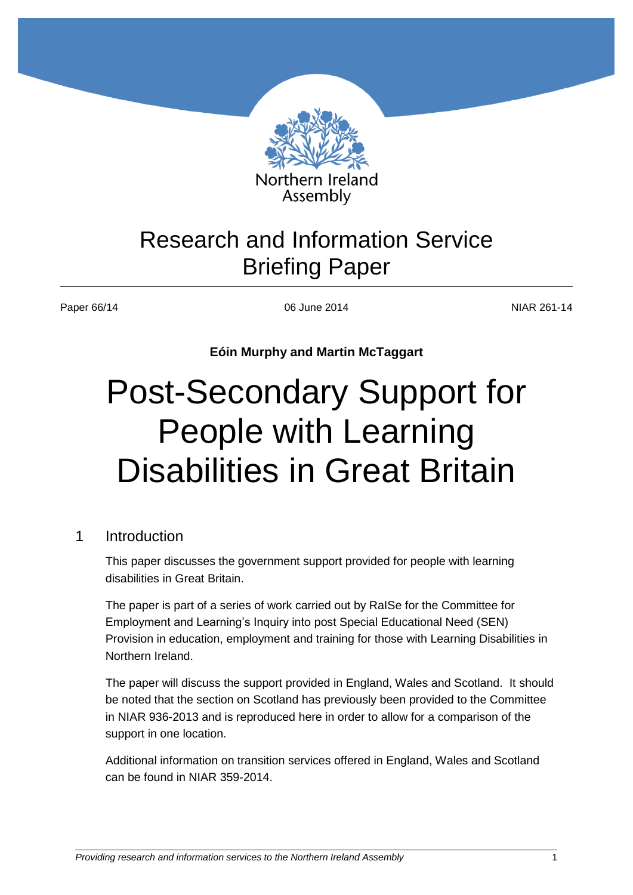Northern Ireland Assembly

# Research and Information Service Briefing Paper

Paper 66/14 | 06 June 2014 | NIAR 261-14

**Eóin Murphy and Martin McTaggart**

# Post-Secondary Support for People with Learning Disabilities in Great Britain

## 1 Introduction

This paper discusses the government support provided for people with learning disabilities in Great Britain.

The paper is part of a series of work carried out by RaISe for the Committee for Employment and Learning's Inquiry into post Special Educational Need (SEN) Provision in education, employment and training for those with Learning Disabilities in Northern Ireland.

The paper will discuss the support provided in England, Wales and Scotland. It should be noted that the section on Scotland has previously been provided to the Committee in NIAR 936-2013 and is reproduced here in order to allow for a comparison of the support in one location.

Additional information on transition services offered in England, Wales and Scotland can be found in NIAR 359-2014.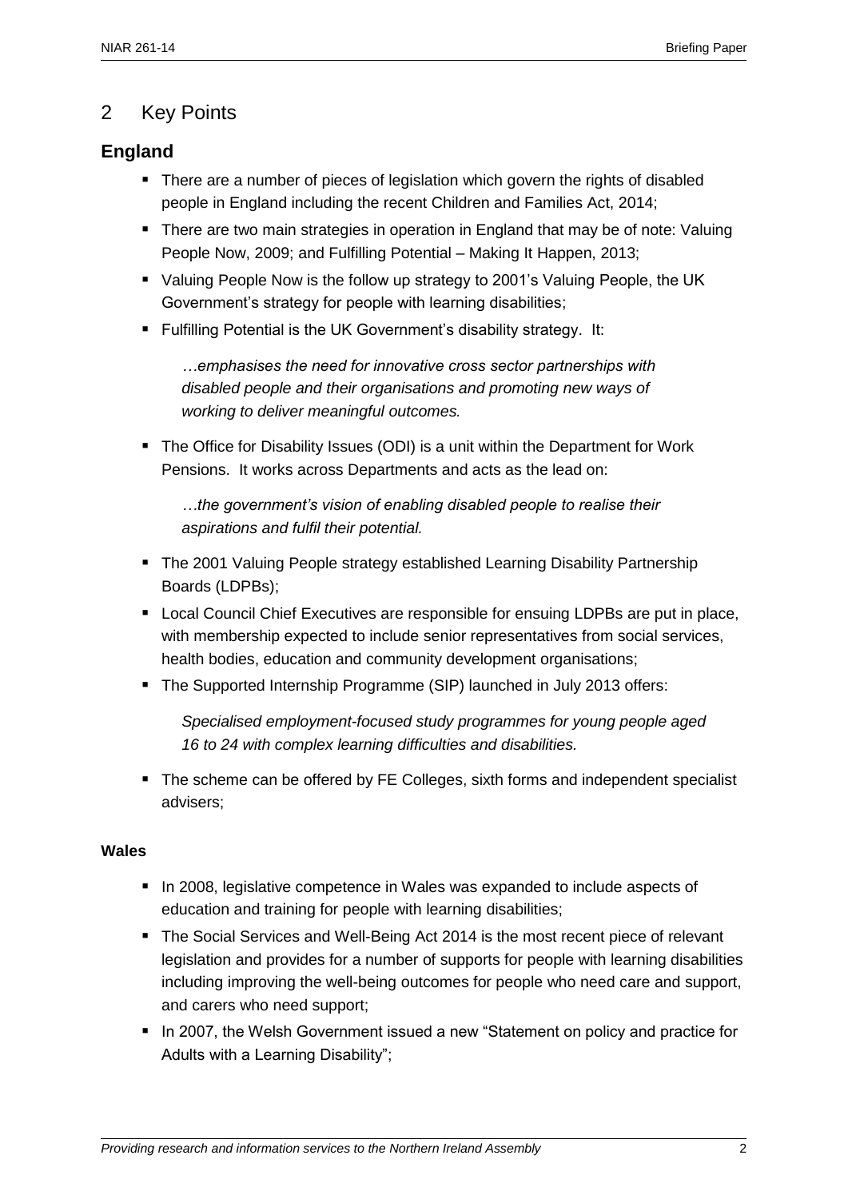## 2 Key Points

### England

- There are a number of pieces of legislation which govern the rights of disabled people in England including the recent Children and Families Act, 2014;
- There are two main strategies in operation in England that may be of note: Valuing People Now, 2009; and Fulfilling Potential – Making It Happen, 2013;
- Valuing People Now is the follow up strategy to 2001's Valuing People, the UK Government's strategy for people with learning disabilities;
- Fulfilling Potential is the UK Government's disability strategy. It:

  *…emphasises the need for innovative cross sector partnerships with disabled people and their organisations and promoting new ways of working to deliver meaningful outcomes.*

- The Office for Disability Issues (ODI) is a unit within the Department for Work Pensions. It works across Departments and acts as the lead on:

  *…the government's vision of enabling disabled people to realise their aspirations and fulfil their potential.*

- The 2001 Valuing People strategy established Learning Disability Partnership Boards (LDPBs);
- Local Council Chief Executives are responsible for ensuing LDPBs are put in place, with membership expected to include senior representatives from social services, health bodies, education and community development organisations;
- The Supported Internship Programme (SIP) launched in July 2013 offers:

  *Specialised employment-focused study programmes for young people aged 16 to 24 with complex learning difficulties and disabilities.*

- The scheme can be offered by FE Colleges, sixth forms and independent specialist advisers;

#### Wales

- In 2008, legislative competence in Wales was expanded to include aspects of education and training for people with learning disabilities;
- The Social Services and Well-Being Act 2014 is the most recent piece of relevant legislation and provides for a number of supports for people with learning disabilities including improving the well-being outcomes for people who need care and support, and carers who need support;
- In 2007, the Welsh Government issued a new "Statement on policy and practice for Adults with a Learning Disability";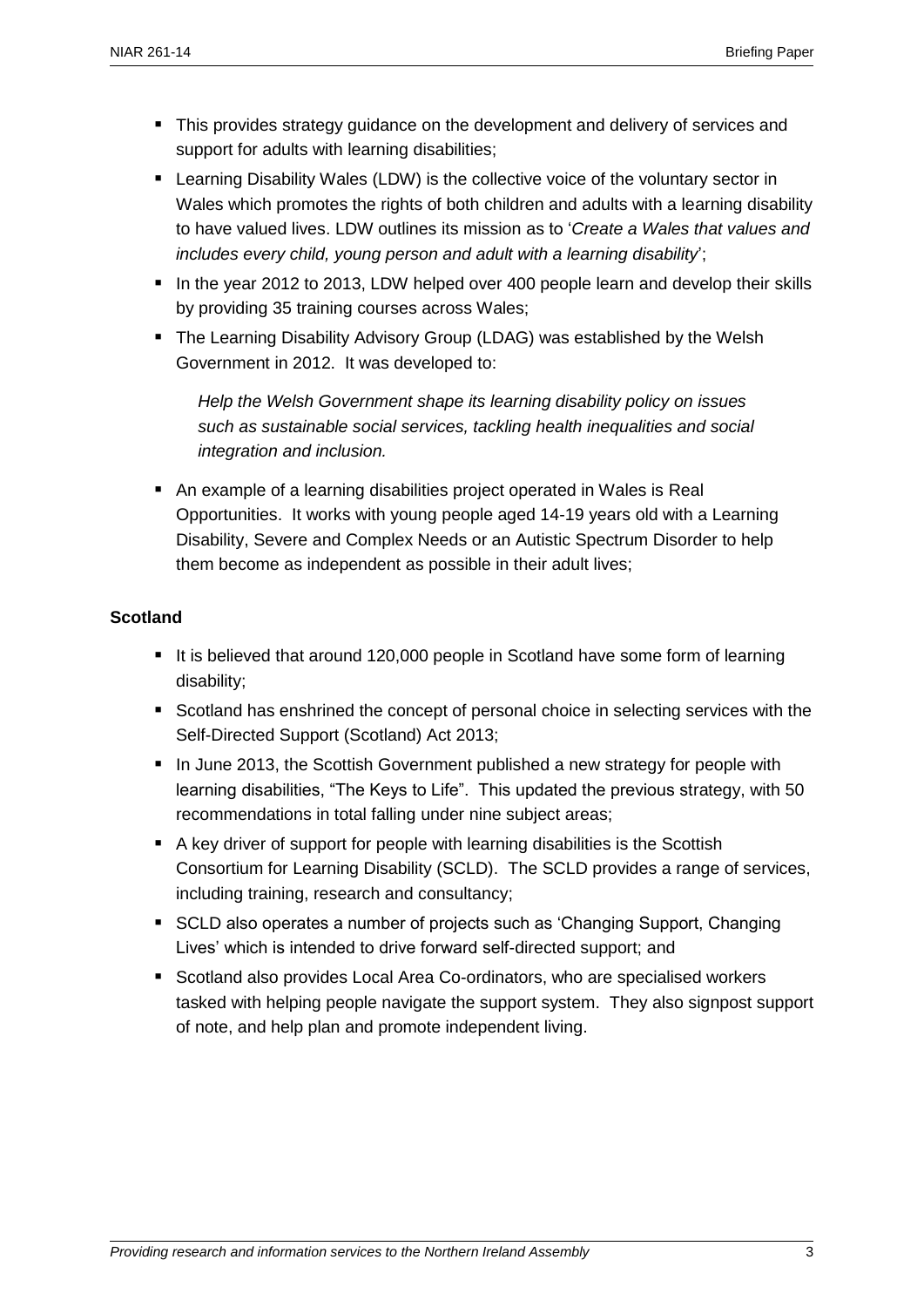- This provides strategy guidance on the development and delivery of services and support for adults with learning disabilities;
- Learning Disability Wales (LDW) is the collective voice of the voluntary sector in Wales which promotes the rights of both children and adults with a learning disability to have valued lives. LDW outlines its mission as to '*Create a Wales that values and includes every child, young person and adult with a learning disability*';
- In the year 2012 to 2013, LDW helped over 400 people learn and develop their skills by providing 35 training courses across Wales;
- The Learning Disability Advisory Group (LDAG) was established by the Welsh Government in 2012. It was developed to:

  *Help the Welsh Government shape its learning disability policy on issues such as sustainable social services, tackling health inequalities and social integration and inclusion.*

- An example of a learning disabilities project operated in Wales is Real Opportunities. It works with young people aged 14-19 years old with a Learning Disability, Severe and Complex Needs or an Autistic Spectrum Disorder to help them become as independent as possible in their adult lives;

**Scotland**

- It is believed that around 120,000 people in Scotland have some form of learning disability;
- Scotland has enshrined the concept of personal choice in selecting services with the Self-Directed Support (Scotland) Act 2013;
- In June 2013, the Scottish Government published a new strategy for people with learning disabilities, "The Keys to Life". This updated the previous strategy, with 50 recommendations in total falling under nine subject areas;
- A key driver of support for people with learning disabilities is the Scottish Consortium for Learning Disability (SCLD). The SCLD provides a range of services, including training, research and consultancy;
- SCLD also operates a number of projects such as 'Changing Support, Changing Lives' which is intended to drive forward self-directed support; and
- Scotland also provides Local Area Co-ordinators, who are specialised workers tasked with helping people navigate the support system. They also signpost support of note, and help plan and promote independent living.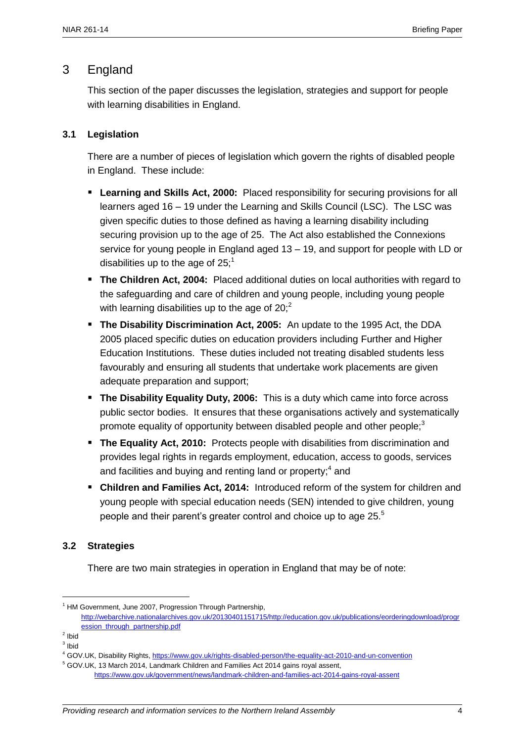# 3 England

This section of the paper discusses the legislation, strategies and support for people with learning disabilities in England.

## 3.1 Legislation

There are a number of pieces of legislation which govern the rights of disabled people in England. These include:

- **Learning and Skills Act, 2000:** Placed responsibility for securing provisions for all learners aged 16 – 19 under the Learning and Skills Council (LSC). The LSC was given specific duties to those defined as having a learning disability including securing provision up to the age of 25. The Act also established the Connexions service for young people in England aged 13 – 19, and support for people with LD or disabilities up to the age of 25;[1]
- **The Children Act, 2004:** Placed additional duties on local authorities with regard to the safeguarding and care of children and young people, including young people with learning disabilities up to the age of 20;[2]
- **The Disability Discrimination Act, 2005:** An update to the 1995 Act, the DDA 2005 placed specific duties on education providers including Further and Higher Education Institutions. These duties included not treating disabled students less favourably and ensuring all students that undertake work placements are given adequate preparation and support;
- **The Disability Equality Duty, 2006:** This is a duty which came into force across public sector bodies. It ensures that these organisations actively and systematically promote equality of opportunity between disabled people and other people;[3]
- **The Equality Act, 2010:** Protects people with disabilities from discrimination and provides legal rights in regards employment, education, access to goods, services and facilities and buying and renting land or property;[4] and
- **Children and Families Act, 2014:** Introduced reform of the system for children and young people with special education needs (SEN) intended to give children, young people and their parent's greater control and choice up to age 25.[5]

## 3.2 Strategies

There are two main strategies in operation in England that may be of note:

---

[1] HM Government, June 2007, Progression Through Partnership, http://webarchive.nationalarchives.gov.uk/20130401151715/http://education.gov.uk/publications/eorderingdownload/progression_through_partnership.pdf

[2] Ibid

[3] Ibid

[4] GOV.UK, Disability Rights, https://www.gov.uk/rights-disabled-person/the-equality-act-2010-and-un-convention

[5] GOV.UK, 13 March 2014, Landmark Children and Families Act 2014 gains royal assent, https://www.gov.uk/government/news/landmark-children-and-families-act-2014-gains-royal-assent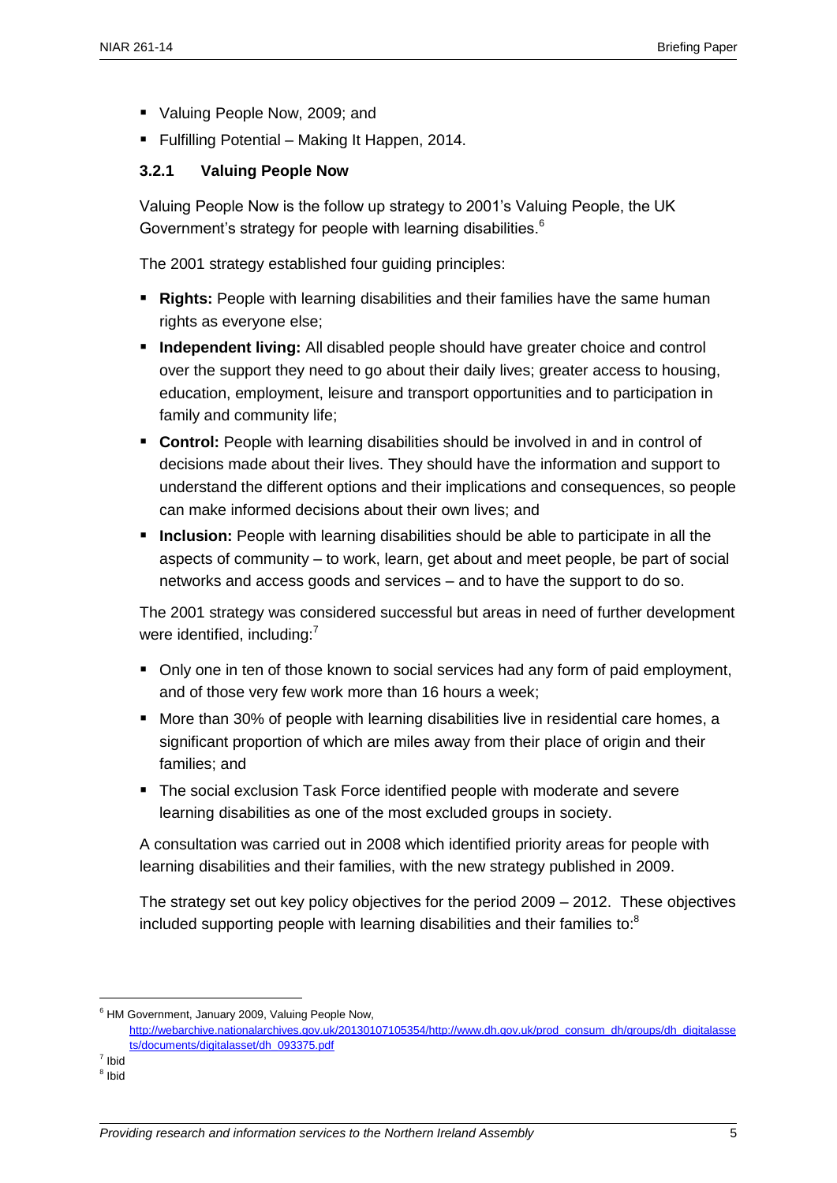- Valuing People Now, 2009; and
- Fulfilling Potential – Making It Happen, 2014.

### 3.2.1 Valuing People Now

Valuing People Now is the follow up strategy to 2001's Valuing People, the UK Government's strategy for people with learning disabilities.[6]

The 2001 strategy established four guiding principles:

- **Rights:** People with learning disabilities and their families have the same human rights as everyone else;
- **Independent living:** All disabled people should have greater choice and control over the support they need to go about their daily lives; greater access to housing, education, employment, leisure and transport opportunities and to participation in family and community life;
- **Control:** People with learning disabilities should be involved in and in control of decisions made about their lives. They should have the information and support to understand the different options and their implications and consequences, so people can make informed decisions about their own lives; and
- **Inclusion:** People with learning disabilities should be able to participate in all the aspects of community – to work, learn, get about and meet people, be part of social networks and access goods and services – and to have the support to do so.

The 2001 strategy was considered successful but areas in need of further development were identified, including:[7]

- Only one in ten of those known to social services had any form of paid employment, and of those very few work more than 16 hours a week;
- More than 30% of people with learning disabilities live in residential care homes, a significant proportion of which are miles away from their place of origin and their families; and
- The social exclusion Task Force identified people with moderate and severe learning disabilities as one of the most excluded groups in society.

A consultation was carried out in 2008 which identified priority areas for people with learning disabilities and their families, with the new strategy published in 2009.

The strategy set out key policy objectives for the period 2009 – 2012. These objectives included supporting people with learning disabilities and their families to:[8]

---

[6] HM Government, January 2009, Valuing People Now, http://webarchive.nationalarchives.gov.uk/20130107105354/http://www.dh.gov.uk/prod_consum_dh/groups/dh_digitalassets/documents/digitalasset/dh_093375.pdf

[7] Ibid

[8] Ibid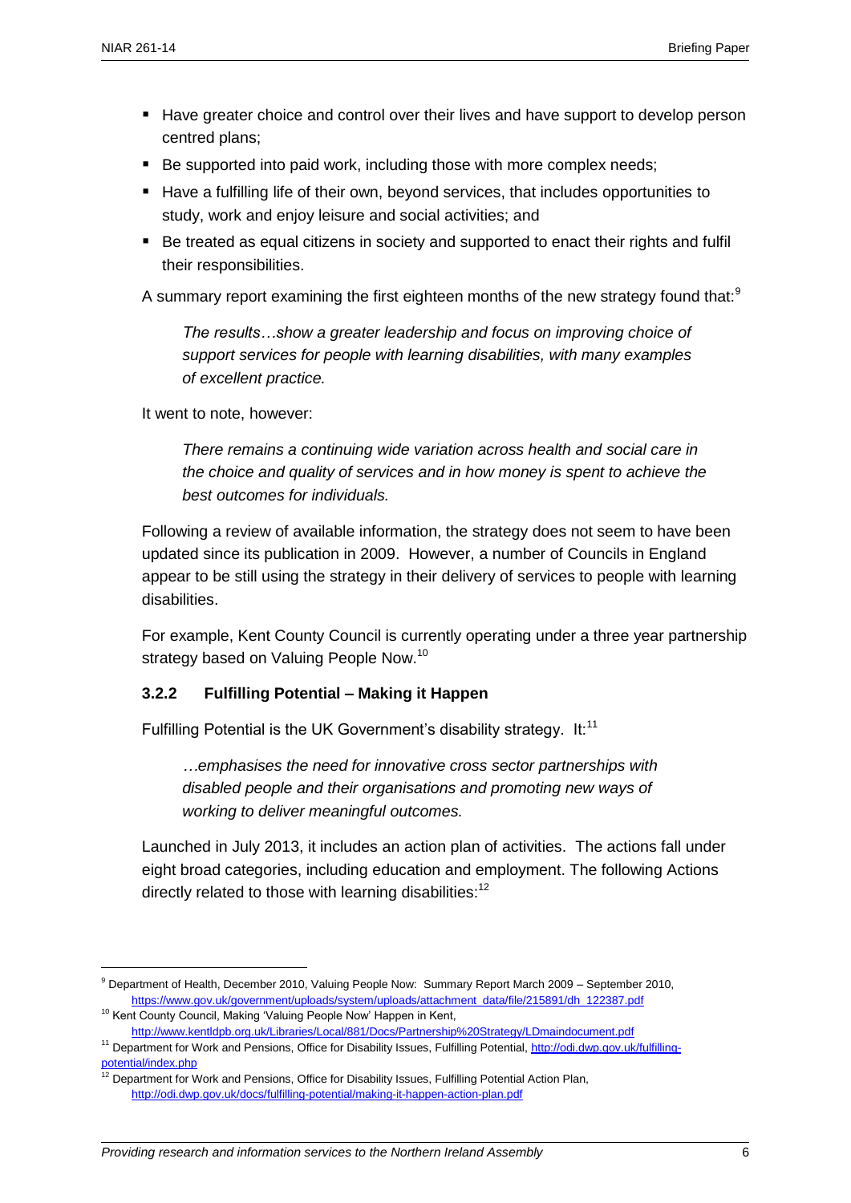- Have greater choice and control over their lives and have support to develop person centred plans;
- Be supported into paid work, including those with more complex needs;
- Have a fulfilling life of their own, beyond services, that includes opportunities to study, work and enjoy leisure and social activities; and
- Be treated as equal citizens in society and supported to enact their rights and fulfil their responsibilities.

A summary report examining the first eighteen months of the new strategy found that:[9]

> *The results…show a greater leadership and focus on improving choice of support services for people with learning disabilities, with many examples of excellent practice.*

It went to note, however:

> *There remains a continuing wide variation across health and social care in the choice and quality of services and in how money is spent to achieve the best outcomes for individuals.*

Following a review of available information, the strategy does not seem to have been updated since its publication in 2009. However, a number of Councils in England appear to be still using the strategy in their delivery of services to people with learning disabilities.

For example, Kent County Council is currently operating under a three year partnership strategy based on Valuing People Now.[10]

### 3.2.2 Fulfilling Potential – Making it Happen

Fulfilling Potential is the UK Government's disability strategy. It:[11]

> *…emphasises the need for innovative cross sector partnerships with disabled people and their organisations and promoting new ways of working to deliver meaningful outcomes.*

Launched in July 2013, it includes an action plan of activities. The actions fall under eight broad categories, including education and employment. The following Actions directly related to those with learning disabilities:[12]

---

[9] Department of Health, December 2010, Valuing People Now: Summary Report March 2009 – September 2010, https://www.gov.uk/government/uploads/system/uploads/attachment_data/file/215891/dh_122387.pdf

[10] Kent County Council, Making 'Valuing People Now' Happen in Kent, http://www.kentldpb.org.uk/Libraries/Local/881/Docs/Partnership%20Strategy/LDmaindocument.pdf

[11] Department for Work and Pensions, Office for Disability Issues, Fulfilling Potential, http://odi.dwp.gov.uk/fulfilling-potential/index.php

[12] Department for Work and Pensions, Office for Disability Issues, Fulfilling Potential Action Plan, http://odi.dwp.gov.uk/docs/fulfilling-potential/making-it-happen-action-plan.pdf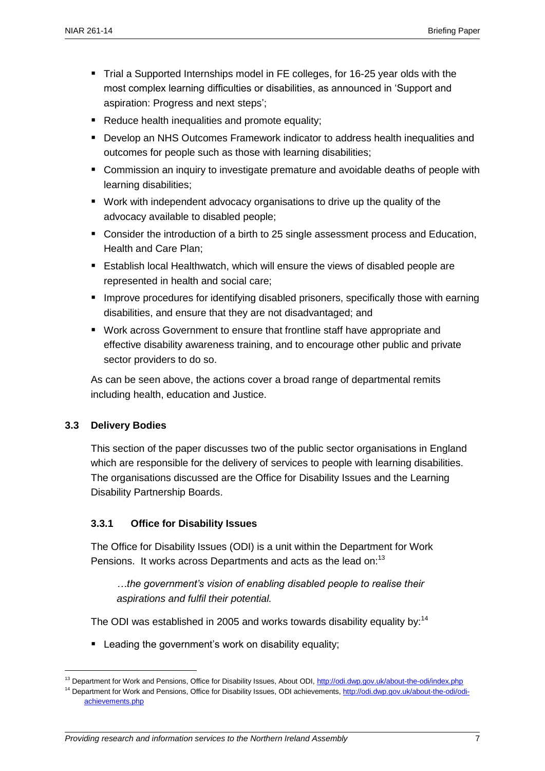- Trial a Supported Internships model in FE colleges, for 16-25 year olds with the most complex learning difficulties or disabilities, as announced in 'Support and aspiration: Progress and next steps';
- Reduce health inequalities and promote equality;
- Develop an NHS Outcomes Framework indicator to address health inequalities and outcomes for people such as those with learning disabilities;
- Commission an inquiry to investigate premature and avoidable deaths of people with learning disabilities;
- Work with independent advocacy organisations to drive up the quality of the advocacy available to disabled people;
- Consider the introduction of a birth to 25 single assessment process and Education, Health and Care Plan;
- Establish local Healthwatch, which will ensure the views of disabled people are represented in health and social care;
- Improve procedures for identifying disabled prisoners, specifically those with earning disabilities, and ensure that they are not disadvantaged; and
- Work across Government to ensure that frontline staff have appropriate and effective disability awareness training, and to encourage other public and private sector providers to do so.

As can be seen above, the actions cover a broad range of departmental remits including health, education and Justice.

## 3.3 Delivery Bodies

This section of the paper discusses two of the public sector organisations in England which are responsible for the delivery of services to people with learning disabilities. The organisations discussed are the Office for Disability Issues and the Learning Disability Partnership Boards.

### 3.3.1 Office for Disability Issues

The Office for Disability Issues (ODI) is a unit within the Department for Work Pensions. It works across Departments and acts as the lead on:[13]

> *…the government's vision of enabling disabled people to realise their aspirations and fulfil their potential.*

The ODI was established in 2005 and works towards disability equality by:[14]

- Leading the government's work on disability equality;

---

[13] Department for Work and Pensions, Office for Disability Issues, About ODI, http://odi.dwp.gov.uk/about-the-odi/index.php

[14] Department for Work and Pensions, Office for Disability Issues, ODI achievements, http://odi.dwp.gov.uk/about-the-odi/odi-achievements.php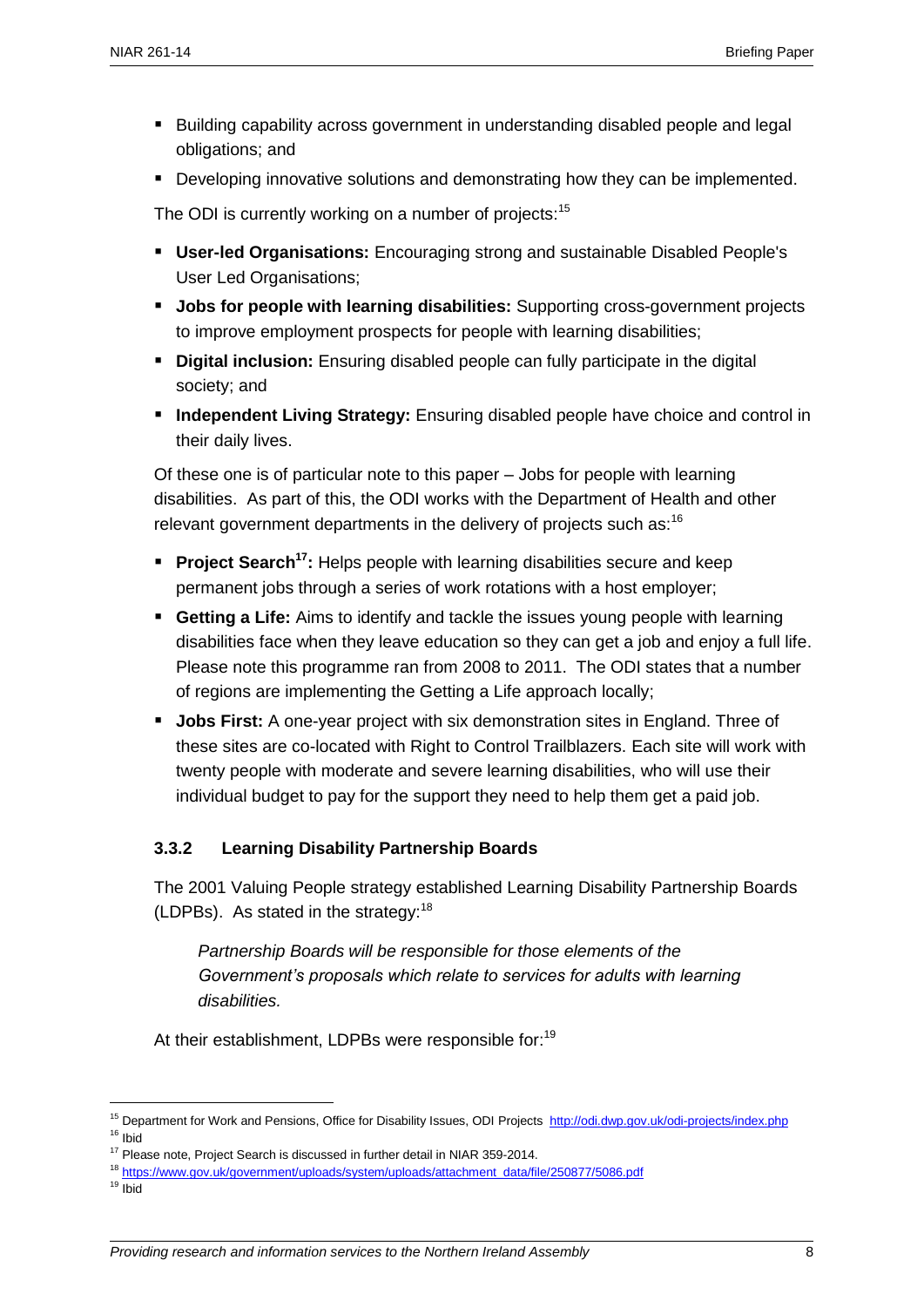- Building capability across government in understanding disabled people and legal obligations; and
- Developing innovative solutions and demonstrating how they can be implemented.

The ODI is currently working on a number of projects:[15]

- **User-led Organisations:** Encouraging strong and sustainable Disabled People's User Led Organisations;
- **Jobs for people with learning disabilities:** Supporting cross-government projects to improve employment prospects for people with learning disabilities;
- **Digital inclusion:** Ensuring disabled people can fully participate in the digital society; and
- **Independent Living Strategy:** Ensuring disabled people have choice and control in their daily lives.

Of these one is of particular note to this paper – Jobs for people with learning disabilities. As part of this, the ODI works with the Department of Health and other relevant government departments in the delivery of projects such as:[16]

- **Project Search[17]:** Helps people with learning disabilities secure and keep permanent jobs through a series of work rotations with a host employer;
- **Getting a Life:** Aims to identify and tackle the issues young people with learning disabilities face when they leave education so they can get a job and enjoy a full life. Please note this programme ran from 2008 to 2011. The ODI states that a number of regions are implementing the Getting a Life approach locally;
- **Jobs First:** A one-year project with six demonstration sites in England. Three of these sites are co-located with Right to Control Trailblazers. Each site will work with twenty people with moderate and severe learning disabilities, who will use their individual budget to pay for the support they need to help them get a paid job.

### 3.3.2 Learning Disability Partnership Boards

The 2001 Valuing People strategy established Learning Disability Partnership Boards (LDPBs). As stated in the strategy:[18]

> *Partnership Boards will be responsible for those elements of the Government's proposals which relate to services for adults with learning disabilities.*

At their establishment, LDPBs were responsible for:[19]

---

[15] Department for Work and Pensions, Office for Disability Issues, ODI Projects http://odi.dwp.gov.uk/odi-projects/index.php

[16] Ibid

[17] Please note, Project Search is discussed in further detail in NIAR 359-2014.

[18] https://www.gov.uk/government/uploads/system/uploads/attachment_data/file/250877/5086.pdf

[19] Ibid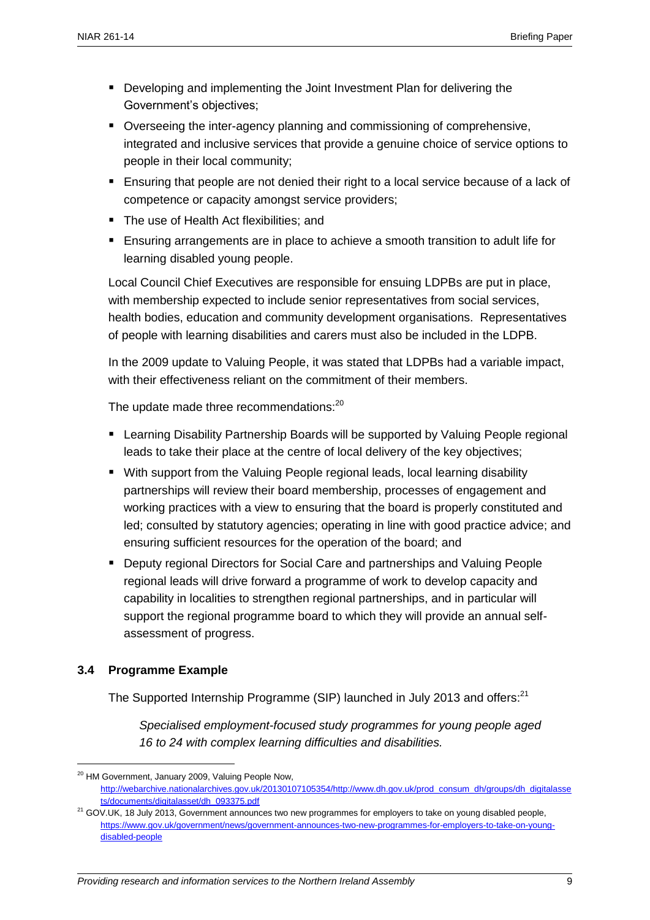- Developing and implementing the Joint Investment Plan for delivering the Government's objectives;
- Overseeing the inter-agency planning and commissioning of comprehensive, integrated and inclusive services that provide a genuine choice of service options to people in their local community;
- Ensuring that people are not denied their right to a local service because of a lack of competence or capacity amongst service providers;
- The use of Health Act flexibilities; and
- Ensuring arrangements are in place to achieve a smooth transition to adult life for learning disabled young people.

Local Council Chief Executives are responsible for ensuing LDPBs are put in place, with membership expected to include senior representatives from social services, health bodies, education and community development organisations. Representatives of people with learning disabilities and carers must also be included in the LDPB.

In the 2009 update to Valuing People, it was stated that LDPBs had a variable impact, with their effectiveness reliant on the commitment of their members.

The update made three recommendations:[20]

- Learning Disability Partnership Boards will be supported by Valuing People regional leads to take their place at the centre of local delivery of the key objectives;
- With support from the Valuing People regional leads, local learning disability partnerships will review their board membership, processes of engagement and working practices with a view to ensuring that the board is properly constituted and led; consulted by statutory agencies; operating in line with good practice advice; and ensuring sufficient resources for the operation of the board; and
- Deputy regional Directors for Social Care and partnerships and Valuing People regional leads will drive forward a programme of work to develop capacity and capability in localities to strengthen regional partnerships, and in particular will support the regional programme board to which they will provide an annual self-assessment of progress.

### 3.4 Programme Example

The Supported Internship Programme (SIP) launched in July 2013 and offers:[21]

> *Specialised employment-focused study programmes for young people aged 16 to 24 with complex learning difficulties and disabilities.*

---

[20] HM Government, January 2009, Valuing People Now, http://webarchive.nationalarchives.gov.uk/20130107105354/http://www.dh.gov.uk/prod_consum_dh/groups/dh_digitalassets/documents/digitalasset/dh_093375.pdf

[21] GOV.UK, 18 July 2013, Government announces two new programmes for employers to take on young disabled people, https://www.gov.uk/government/news/government-announces-two-new-programmes-for-employers-to-take-on-young-disabled-people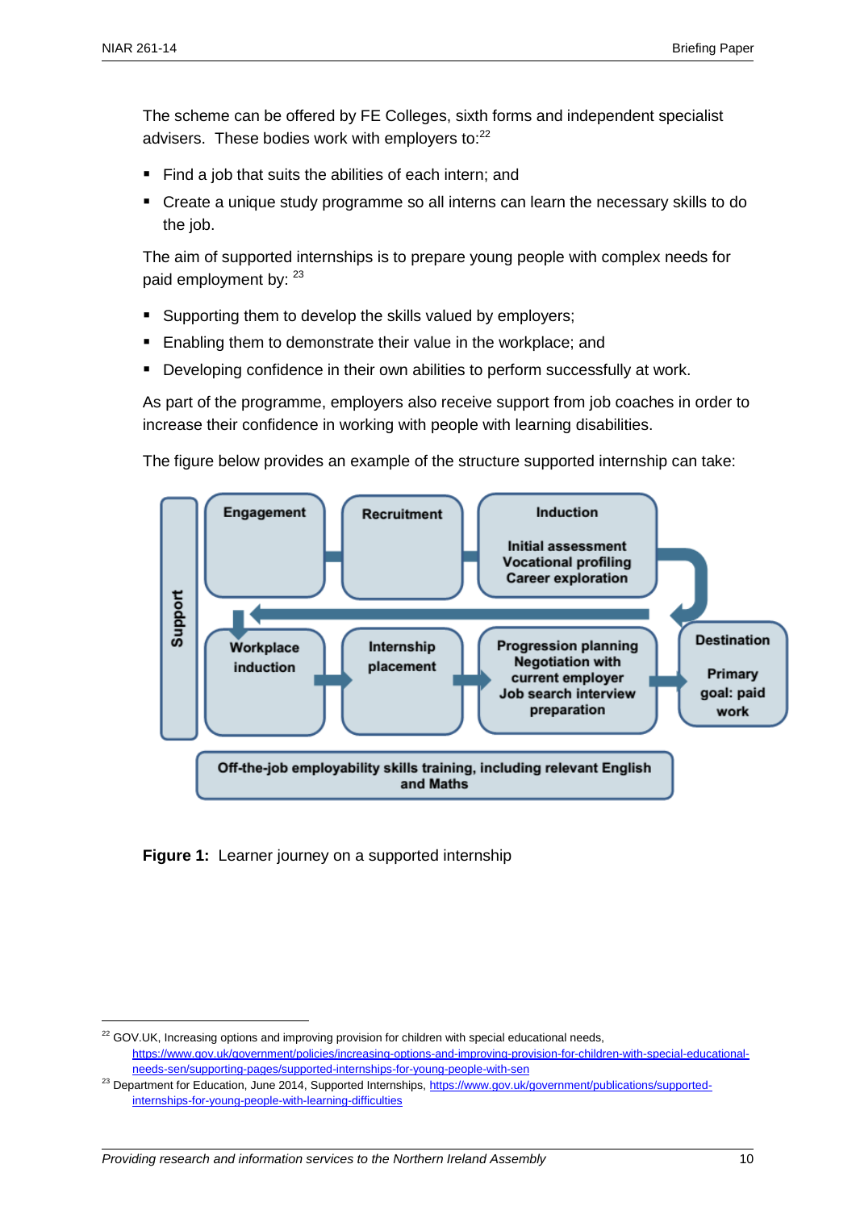The scheme can be offered by FE Colleges, sixth forms and independent specialist advisers. These bodies work with employers to:[22]

- Find a job that suits the abilities of each intern; and
- Create a unique study programme so all interns can learn the necessary skills to do the job.

The aim of supported internships is to prepare young people with complex needs for paid employment by: [23]

- Supporting them to develop the skills valued by employers;
- Enabling them to demonstrate their value in the workplace; and
- Developing confidence in their own abilities to perform successfully at work.

As part of the programme, employers also receive support from job coaches in order to increase their confidence in working with people with learning disabilities.

The figure below provides an example of the structure supported internship can take:

Support

Engagement → Recruitment → Induction (Initial assessment, Vocational profiling, Career exploration) → Workplace induction → Internship placement → Progression planning, Negotiation with current employer, Job search interview preparation → Destination (Primary goal: paid work)

Off-the-job employability skills training, including relevant English and Maths

**Figure 1:** Learner journey on a supported internship

[22] GOV.UK, Increasing options and improving provision for children with special educational needs, https://www.gov.uk/government/policies/increasing-options-and-improving-provision-for-children-with-special-educational-needs-sen/supporting-pages/supported-internships-for-young-people-with-sen

[23] Department for Education, June 2014, Supported Internships, https://www.gov.uk/government/publications/supported-internships-for-young-people-with-learning-difficulties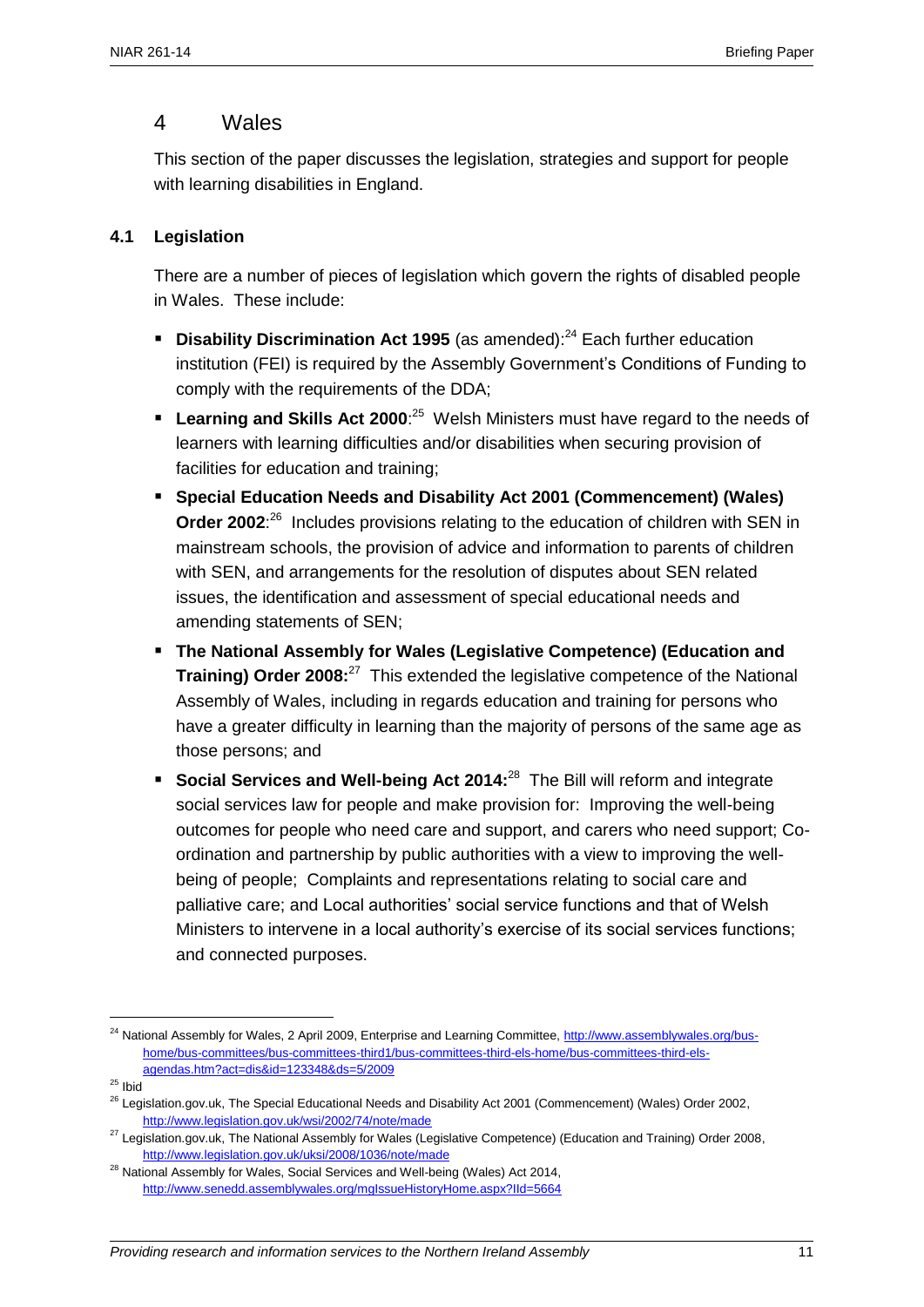## 4 Wales

This section of the paper discusses the legislation, strategies and support for people with learning disabilities in England.

### 4.1 Legislation

There are a number of pieces of legislation which govern the rights of disabled people in Wales. These include:

- **Disability Discrimination Act 1995** (as amended):[24] Each further education institution (FEI) is required by the Assembly Government's Conditions of Funding to comply with the requirements of the DDA;
- **Learning and Skills Act 2000**:[25] Welsh Ministers must have regard to the needs of learners with learning difficulties and/or disabilities when securing provision of facilities for education and training;
- **Special Education Needs and Disability Act 2001 (Commencement) (Wales) Order 2002**:[26] Includes provisions relating to the education of children with SEN in mainstream schools, the provision of advice and information to parents of children with SEN, and arrangements for the resolution of disputes about SEN related issues, the identification and assessment of special educational needs and amending statements of SEN;
- **The National Assembly for Wales (Legislative Competence) (Education and Training) Order 2008:**[27] This extended the legislative competence of the National Assembly of Wales, including in regards education and training for persons who have a greater difficulty in learning than the majority of persons of the same age as those persons; and
- **Social Services and Well-being Act 2014:**[28] The Bill will reform and integrate social services law for people and make provision for: Improving the well-being outcomes for people who need care and support, and carers who need support; Co-ordination and partnership by public authorities with a view to improving the well-being of people; Complaints and representations relating to social care and palliative care; and Local authorities' social service functions and that of Welsh Ministers to intervene in a local authority's exercise of its social services functions; and connected purposes.

---

[24] National Assembly for Wales, 2 April 2009, Enterprise and Learning Committee, http://www.assemblywales.org/bus-home/bus-committees/bus-committees-third1/bus-committees-third-els-home/bus-committees-third-els-agendas.htm?act=dis&id=123348&ds=5/2009

[25] Ibid

[26] Legislation.gov.uk, The Special Educational Needs and Disability Act 2001 (Commencement) (Wales) Order 2002, http://www.legislation.gov.uk/wsi/2002/74/note/made

[27] Legislation.gov.uk, The National Assembly for Wales (Legislative Competence) (Education and Training) Order 2008, http://www.legislation.gov.uk/uksi/2008/1036/note/made

[28] National Assembly for Wales, Social Services and Well-being (Wales) Act 2014, http://www.senedd.assemblywales.org/mgIssueHistoryHome.aspx?IId=5664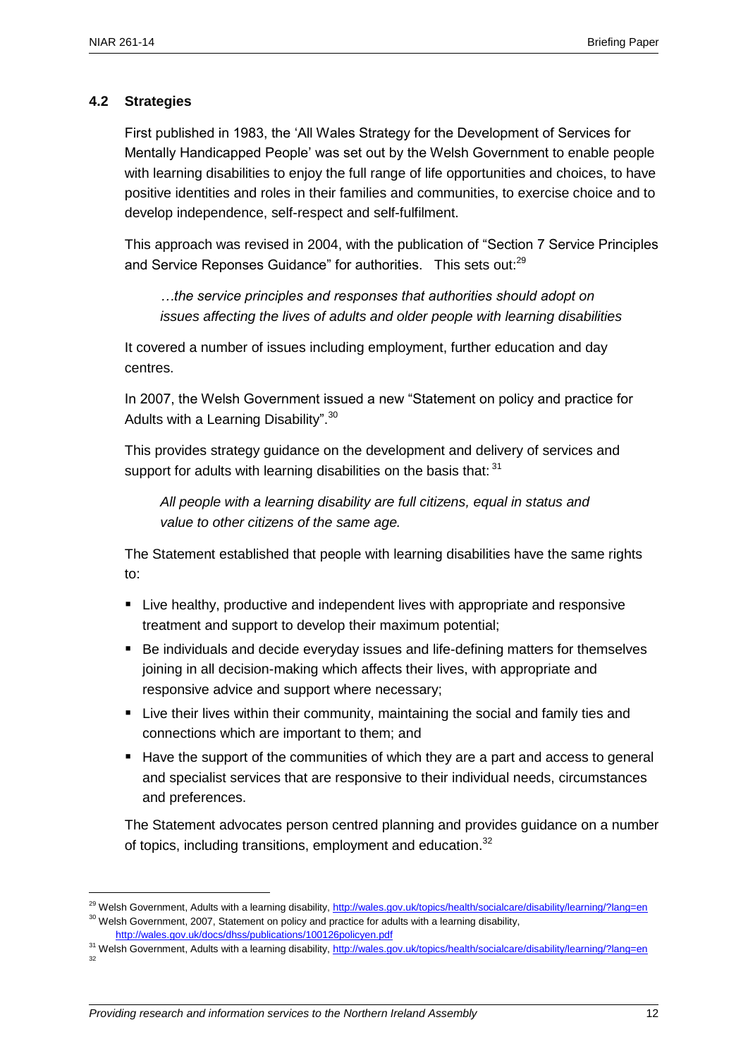### 4.2 Strategies

First published in 1983, the 'All Wales Strategy for the Development of Services for Mentally Handicapped People' was set out by the Welsh Government to enable people with learning disabilities to enjoy the full range of life opportunities and choices, to have positive identities and roles in their families and communities, to exercise choice and to develop independence, self-respect and self-fulfilment.

This approach was revised in 2004, with the publication of "Section 7 Service Principles and Service Reponses Guidance" for authorities. This sets out:[29]

> *…the service principles and responses that authorities should adopt on issues affecting the lives of adults and older people with learning disabilities*

It covered a number of issues including employment, further education and day centres.

In 2007, the Welsh Government issued a new "Statement on policy and practice for Adults with a Learning Disability".[30]

This provides strategy guidance on the development and delivery of services and support for adults with learning disabilities on the basis that: [31]

> *All people with a learning disability are full citizens, equal in status and value to other citizens of the same age.*

The Statement established that people with learning disabilities have the same rights to:

- Live healthy, productive and independent lives with appropriate and responsive treatment and support to develop their maximum potential;
- Be individuals and decide everyday issues and life-defining matters for themselves joining in all decision-making which affects their lives, with appropriate and responsive advice and support where necessary;
- Live their lives within their community, maintaining the social and family ties and connections which are important to them; and
- Have the support of the communities of which they are a part and access to general and specialist services that are responsive to their individual needs, circumstances and preferences.

The Statement advocates person centred planning and provides guidance on a number of topics, including transitions, employment and education.[32]

---

[29] Welsh Government, Adults with a learning disability, http://wales.gov.uk/topics/health/socialcare/disability/learning/?lang=en

[30] Welsh Government, 2007, Statement on policy and practice for adults with a learning disability, http://wales.gov.uk/docs/dhss/publications/100126policyen.pdf

[31] Welsh Government, Adults with a learning disability, http://wales.gov.uk/topics/health/socialcare/disability/learning/?lang=en

[32]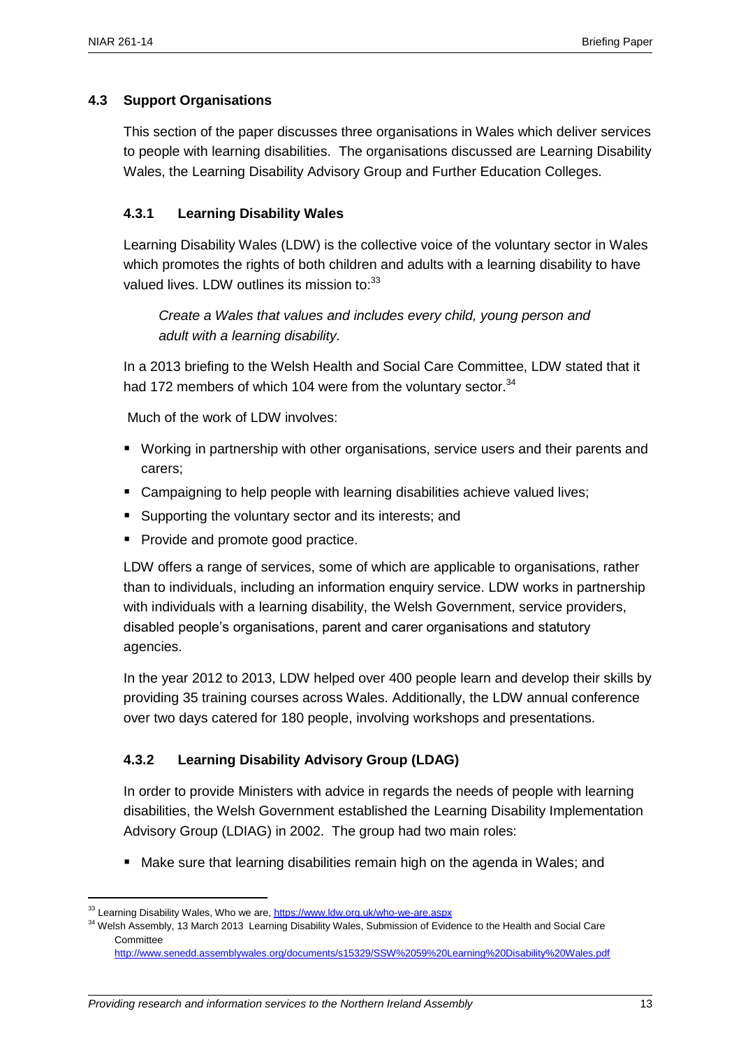### 4.3 Support Organisations

This section of the paper discusses three organisations in Wales which deliver services to people with learning disabilities. The organisations discussed are Learning Disability Wales, the Learning Disability Advisory Group and Further Education Colleges.

#### 4.3.1 Learning Disability Wales

Learning Disability Wales (LDW) is the collective voice of the voluntary sector in Wales which promotes the rights of both children and adults with a learning disability to have valued lives. LDW outlines its mission to:[33]

> *Create a Wales that values and includes every child, young person and adult with a learning disability.*

In a 2013 briefing to the Welsh Health and Social Care Committee, LDW stated that it had 172 members of which 104 were from the voluntary sector.[34]

Much of the work of LDW involves:

- Working in partnership with other organisations, service users and their parents and carers;
- Campaigning to help people with learning disabilities achieve valued lives;
- Supporting the voluntary sector and its interests; and
- Provide and promote good practice.

LDW offers a range of services, some of which are applicable to organisations, rather than to individuals, including an information enquiry service. LDW works in partnership with individuals with a learning disability, the Welsh Government, service providers, disabled people's organisations, parent and carer organisations and statutory agencies.

In the year 2012 to 2013, LDW helped over 400 people learn and develop their skills by providing 35 training courses across Wales. Additionally, the LDW annual conference over two days catered for 180 people, involving workshops and presentations.

#### 4.3.2 Learning Disability Advisory Group (LDAG)

In order to provide Ministers with advice in regards the needs of people with learning disabilities, the Welsh Government established the Learning Disability Implementation Advisory Group (LDIAG) in 2002. The group had two main roles:

- Make sure that learning disabilities remain high on the agenda in Wales; and

---

[33] Learning Disability Wales, Who we are, https://www.ldw.org.uk/who-we-are.aspx

[34] Welsh Assembly, 13 March 2013 Learning Disability Wales, Submission of Evidence to the Health and Social Care Committee http://www.senedd.assemblywales.org/documents/s15329/SSW%2059%20Learning%20Disability%20Wales.pdf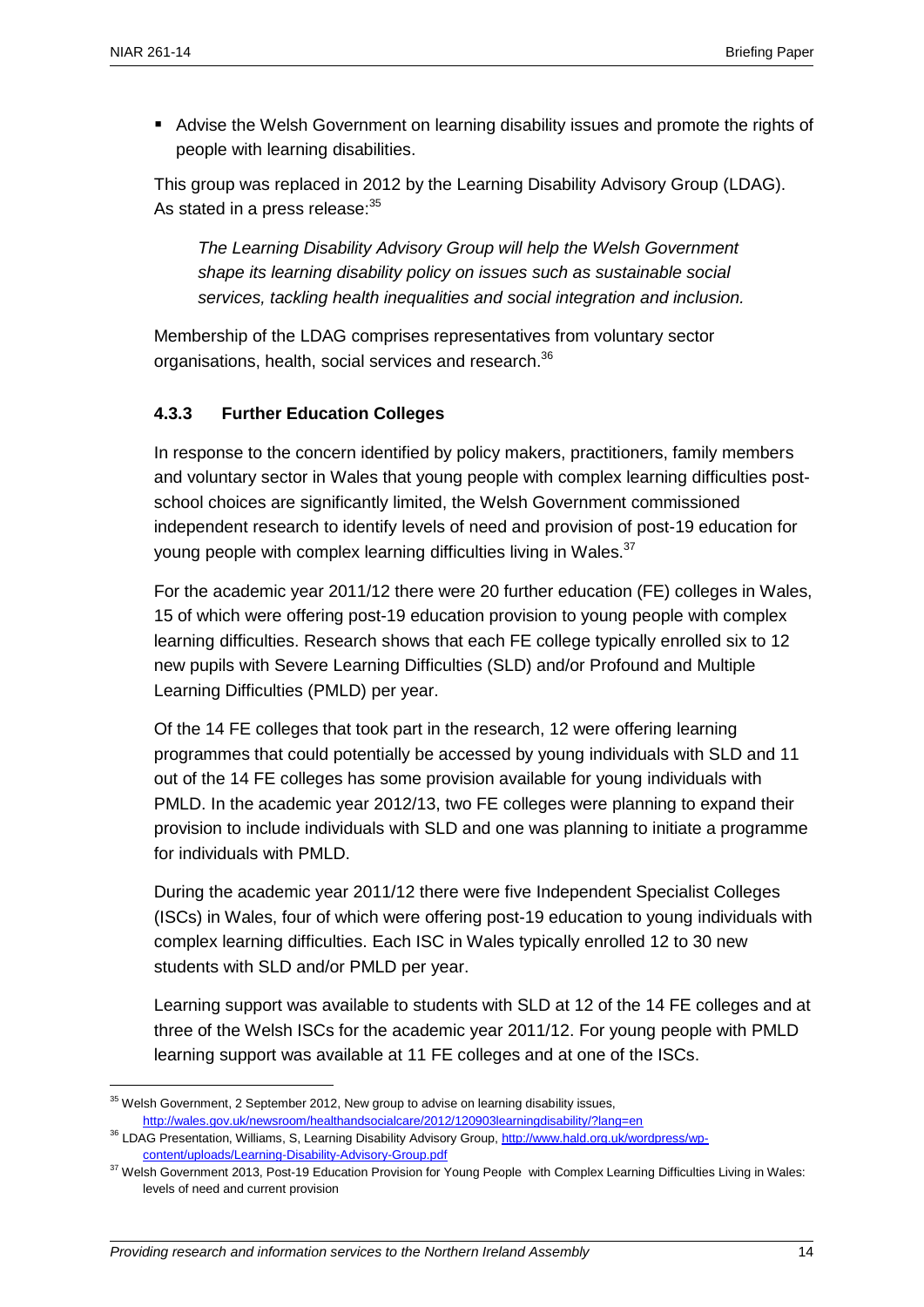- Advise the Welsh Government on learning disability issues and promote the rights of people with learning disabilities.

This group was replaced in 2012 by the Learning Disability Advisory Group (LDAG). As stated in a press release:[35]

> *The Learning Disability Advisory Group will help the Welsh Government shape its learning disability policy on issues such as sustainable social services, tackling health inequalities and social integration and inclusion.*

Membership of the LDAG comprises representatives from voluntary sector organisations, health, social services and research.[36]

### 4.3.3 Further Education Colleges

In response to the concern identified by policy makers, practitioners, family members and voluntary sector in Wales that young people with complex learning difficulties post-school choices are significantly limited, the Welsh Government commissioned independent research to identify levels of need and provision of post-19 education for young people with complex learning difficulties living in Wales.[37]

For the academic year 2011/12 there were 20 further education (FE) colleges in Wales, 15 of which were offering post-19 education provision to young people with complex learning difficulties. Research shows that each FE college typically enrolled six to 12 new pupils with Severe Learning Difficulties (SLD) and/or Profound and Multiple Learning Difficulties (PMLD) per year.

Of the 14 FE colleges that took part in the research, 12 were offering learning programmes that could potentially be accessed by young individuals with SLD and 11 out of the 14 FE colleges has some provision available for young individuals with PMLD. In the academic year 2012/13, two FE colleges were planning to expand their provision to include individuals with SLD and one was planning to initiate a programme for individuals with PMLD.

During the academic year 2011/12 there were five Independent Specialist Colleges (ISCs) in Wales, four of which were offering post-19 education to young individuals with complex learning difficulties. Each ISC in Wales typically enrolled 12 to 30 new students with SLD and/or PMLD per year.

Learning support was available to students with SLD at 12 of the 14 FE colleges and at three of the Welsh ISCs for the academic year 2011/12. For young people with PMLD learning support was available at 11 FE colleges and at one of the ISCs.

---

[35] Welsh Government, 2 September 2012, New group to advise on learning disability issues, http://wales.gov.uk/newsroom/healthandsocialcare/2012/120903learningdisability/?lang=en

[36] LDAG Presentation, Williams, S, Learning Disability Advisory Group, http://www.hald.org.uk/wordpress/wp-content/uploads/Learning-Disability-Advisory-Group.pdf

[37] Welsh Government 2013, Post-19 Education Provision for Young People with Complex Learning Difficulties Living in Wales: levels of need and current provision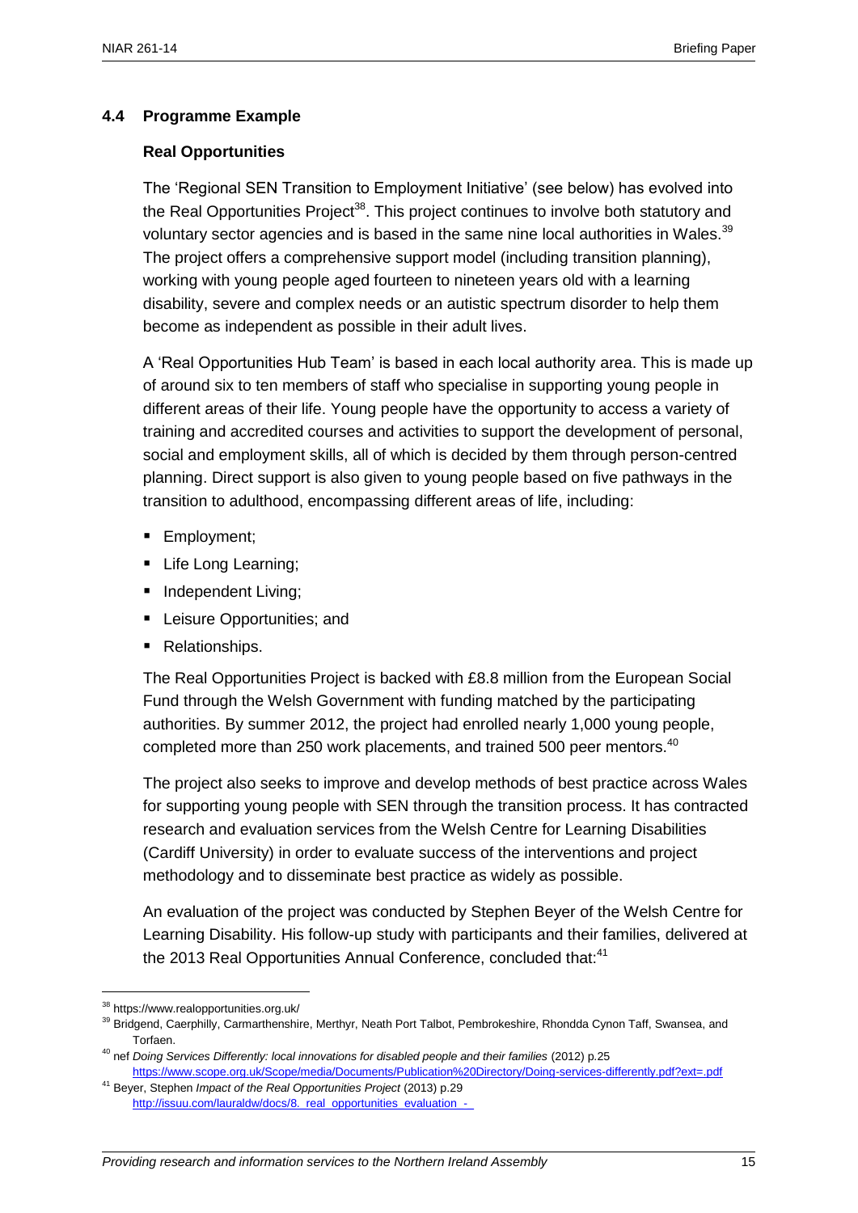### 4.4 Programme Example

#### Real Opportunities

The 'Regional SEN Transition to Employment Initiative' (see below) has evolved into the Real Opportunities Project[38]. This project continues to involve both statutory and voluntary sector agencies and is based in the same nine local authorities in Wales.[39] The project offers a comprehensive support model (including transition planning), working with young people aged fourteen to nineteen years old with a learning disability, severe and complex needs or an autistic spectrum disorder to help them become as independent as possible in their adult lives.

A 'Real Opportunities Hub Team' is based in each local authority area. This is made up of around six to ten members of staff who specialise in supporting young people in different areas of their life. Young people have the opportunity to access a variety of training and accredited courses and activities to support the development of personal, social and employment skills, all of which is decided by them through person-centred planning. Direct support is also given to young people based on five pathways in the transition to adulthood, encompassing different areas of life, including:

- Employment;
- Life Long Learning;
- Independent Living;
- Leisure Opportunities; and
- Relationships.

The Real Opportunities Project is backed with £8.8 million from the European Social Fund through the Welsh Government with funding matched by the participating authorities. By summer 2012, the project had enrolled nearly 1,000 young people, completed more than 250 work placements, and trained 500 peer mentors.[40]

The project also seeks to improve and develop methods of best practice across Wales for supporting young people with SEN through the transition process. It has contracted research and evaluation services from the Welsh Centre for Learning Disabilities (Cardiff University) in order to evaluate success of the interventions and project methodology and to disseminate best practice as widely as possible.

An evaluation of the project was conducted by Stephen Beyer of the Welsh Centre for Learning Disability. His follow-up study with participants and their families, delivered at the 2013 Real Opportunities Annual Conference, concluded that:[41]

---

[38] https://www.realopportunities.org.uk/

[39] Bridgend, Caerphilly, Carmarthenshire, Merthyr, Neath Port Talbot, Pembrokeshire, Rhondda Cynon Taff, Swansea, and Torfaen.

[40] nef *Doing Services Differently: local innovations for disabled people and their families* (2012) p.25 https://www.scope.org.uk/Scope/media/Documents/Publication%20Directory/Doing-services-differently.pdf?ext=.pdf

[41] Beyer, Stephen *Impact of the Real Opportunities Project* (2013) p.29 http://issuu.com/lauraldw/docs/8._real_opportunities_evaluation_-_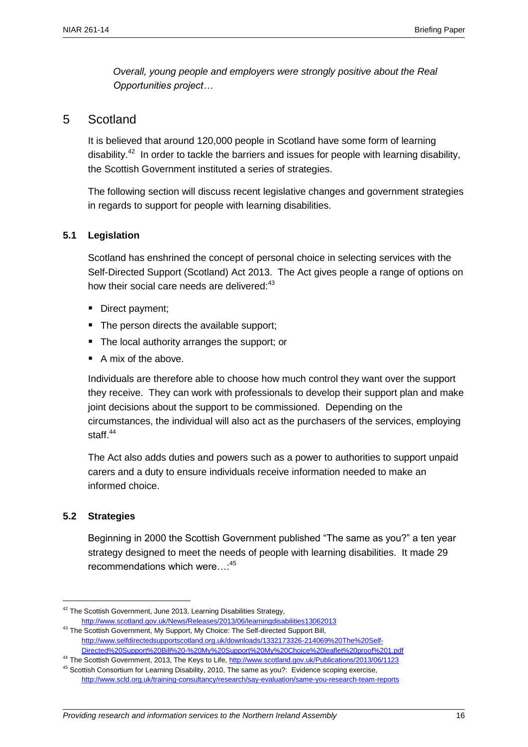*Overall, young people and employers were strongly positive about the Real Opportunities project…*

# 5 Scotland

It is believed that around 120,000 people in Scotland have some form of learning disability.[42] In order to tackle the barriers and issues for people with learning disability, the Scottish Government instituted a series of strategies.

The following section will discuss recent legislative changes and government strategies in regards to support for people with learning disabilities.

## 5.1 Legislation

Scotland has enshrined the concept of personal choice in selecting services with the Self-Directed Support (Scotland) Act 2013. The Act gives people a range of options on how their social care needs are delivered:[43]

- Direct payment;
- The person directs the available support;
- The local authority arranges the support; or
- A mix of the above.

Individuals are therefore able to choose how much control they want over the support they receive. They can work with professionals to develop their support plan and make joint decisions about the support to be commissioned. Depending on the circumstances, the individual will also act as the purchasers of the services, employing staff.[44]

The Act also adds duties and powers such as a power to authorities to support unpaid carers and a duty to ensure individuals receive information needed to make an informed choice.

## 5.2 Strategies

Beginning in 2000 the Scottish Government published "The same as you?" a ten year strategy designed to meet the needs of people with learning disabilities. It made 29 recommendations which were…:[45]

---

[42] The Scottish Government, June 2013, Learning Disabilities Strategy, http://www.scotland.gov.uk/News/Releases/2013/06/learningdisabilities13062013

[43] The Scottish Government, My Support, My Choice: The Self-directed Support Bill, http://www.selfdirectedsupportscotland.org.uk/downloads/1332173326-214069%20The%20Self-Directed%20Support%20Bill%20-%20My%20Support%20My%20Choice%20leaflet%20proof%201.pdf

[44] The Scottish Government, 2013, The Keys to Life, http://www.scotland.gov.uk/Publications/2013/06/1123

[45] Scottish Consortium for Learning Disability, 2010, The same as you?: Evidence scoping exercise, http://www.scld.org.uk/training-consultancy/research/say-evaluation/same-you-research-team-reports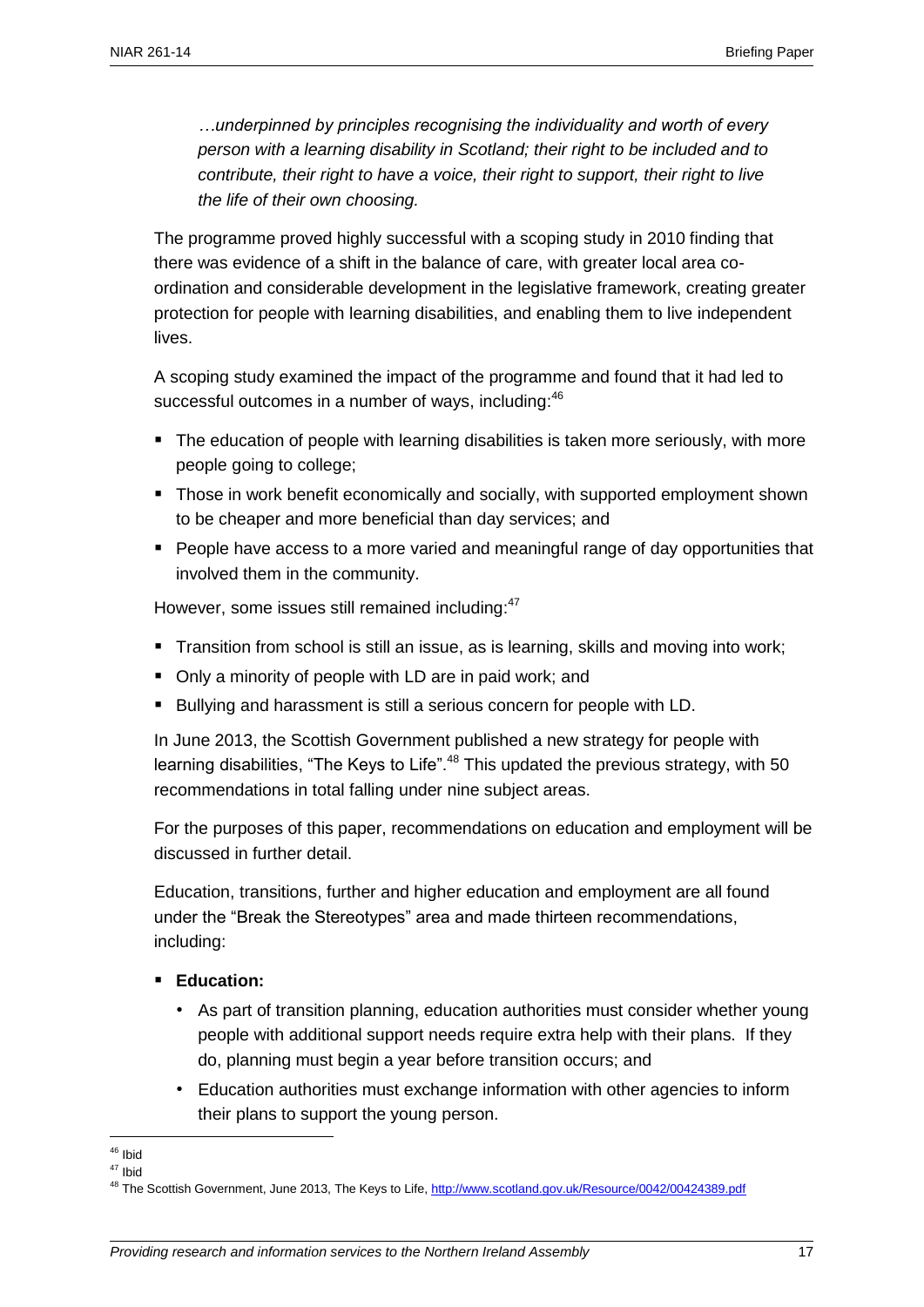*…underpinned by principles recognising the individuality and worth of every person with a learning disability in Scotland; their right to be included and to contribute, their right to have a voice, their right to support, their right to live the life of their own choosing.*

The programme proved highly successful with a scoping study in 2010 finding that there was evidence of a shift in the balance of care, with greater local area co-ordination and considerable development in the legislative framework, creating greater protection for people with learning disabilities, and enabling them to live independent lives.

A scoping study examined the impact of the programme and found that it had led to successful outcomes in a number of ways, including:[46]

- The education of people with learning disabilities is taken more seriously, with more people going to college;
- Those in work benefit economically and socially, with supported employment shown to be cheaper and more beneficial than day services; and
- People have access to a more varied and meaningful range of day opportunities that involved them in the community.

However, some issues still remained including:[47]

- Transition from school is still an issue, as is learning, skills and moving into work;
- Only a minority of people with LD are in paid work; and
- Bullying and harassment is still a serious concern for people with LD.

In June 2013, the Scottish Government published a new strategy for people with learning disabilities, "The Keys to Life".[48] This updated the previous strategy, with 50 recommendations in total falling under nine subject areas.

For the purposes of this paper, recommendations on education and employment will be discussed in further detail.

Education, transitions, further and higher education and employment are all found under the "Break the Stereotypes" area and made thirteen recommendations, including:

- **Education:**
  - As part of transition planning, education authorities must consider whether young people with additional support needs require extra help with their plans. If they do, planning must begin a year before transition occurs; and
  - Education authorities must exchange information with other agencies to inform their plans to support the young person.

---

[46] Ibid

[47] Ibid

[48] The Scottish Government, June 2013, The Keys to Life, http://www.scotland.gov.uk/Resource/0042/00424389.pdf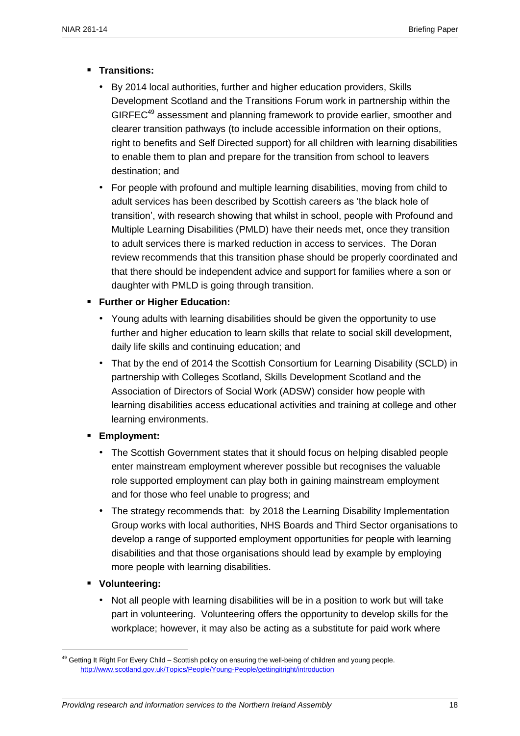- **Transitions:**
  - By 2014 local authorities, further and higher education providers, Skills Development Scotland and the Transitions Forum work in partnership within the GIRFEC[49] assessment and planning framework to provide earlier, smoother and clearer transition pathways (to include accessible information on their options, right to benefits and Self Directed support) for all children with learning disabilities to enable them to plan and prepare for the transition from school to leavers destination; and
  - For people with profound and multiple learning disabilities, moving from child to adult services has been described by Scottish careers as 'the black hole of transition', with research showing that whilst in school, people with Profound and Multiple Learning Disabilities (PMLD) have their needs met, once they transition to adult services there is marked reduction in access to services. The Doran review recommends that this transition phase should be properly coordinated and that there should be independent advice and support for families where a son or daughter with PMLD is going through transition.
- **Further or Higher Education:**
  - Young adults with learning disabilities should be given the opportunity to use further and higher education to learn skills that relate to social skill development, daily life skills and continuing education; and
  - That by the end of 2014 the Scottish Consortium for Learning Disability (SCLD) in partnership with Colleges Scotland, Skills Development Scotland and the Association of Directors of Social Work (ADSW) consider how people with learning disabilities access educational activities and training at college and other learning environments.
- **Employment:**
  - The Scottish Government states that it should focus on helping disabled people enter mainstream employment wherever possible but recognises the valuable role supported employment can play both in gaining mainstream employment and for those who feel unable to progress; and
  - The strategy recommends that: by 2018 the Learning Disability Implementation Group works with local authorities, NHS Boards and Third Sector organisations to develop a range of supported employment opportunities for people with learning disabilities and that those organisations should lead by example by employing more people with learning disabilities.
- **Volunteering:**
  - Not all people with learning disabilities will be in a position to work but will take part in volunteering. Volunteering offers the opportunity to develop skills for the workplace; however, it may also be acting as a substitute for paid work where

---

[49] Getting It Right For Every Child – Scottish policy on ensuring the well-being of children and young people. http://www.scotland.gov.uk/Topics/People/Young-People/gettingitright/introduction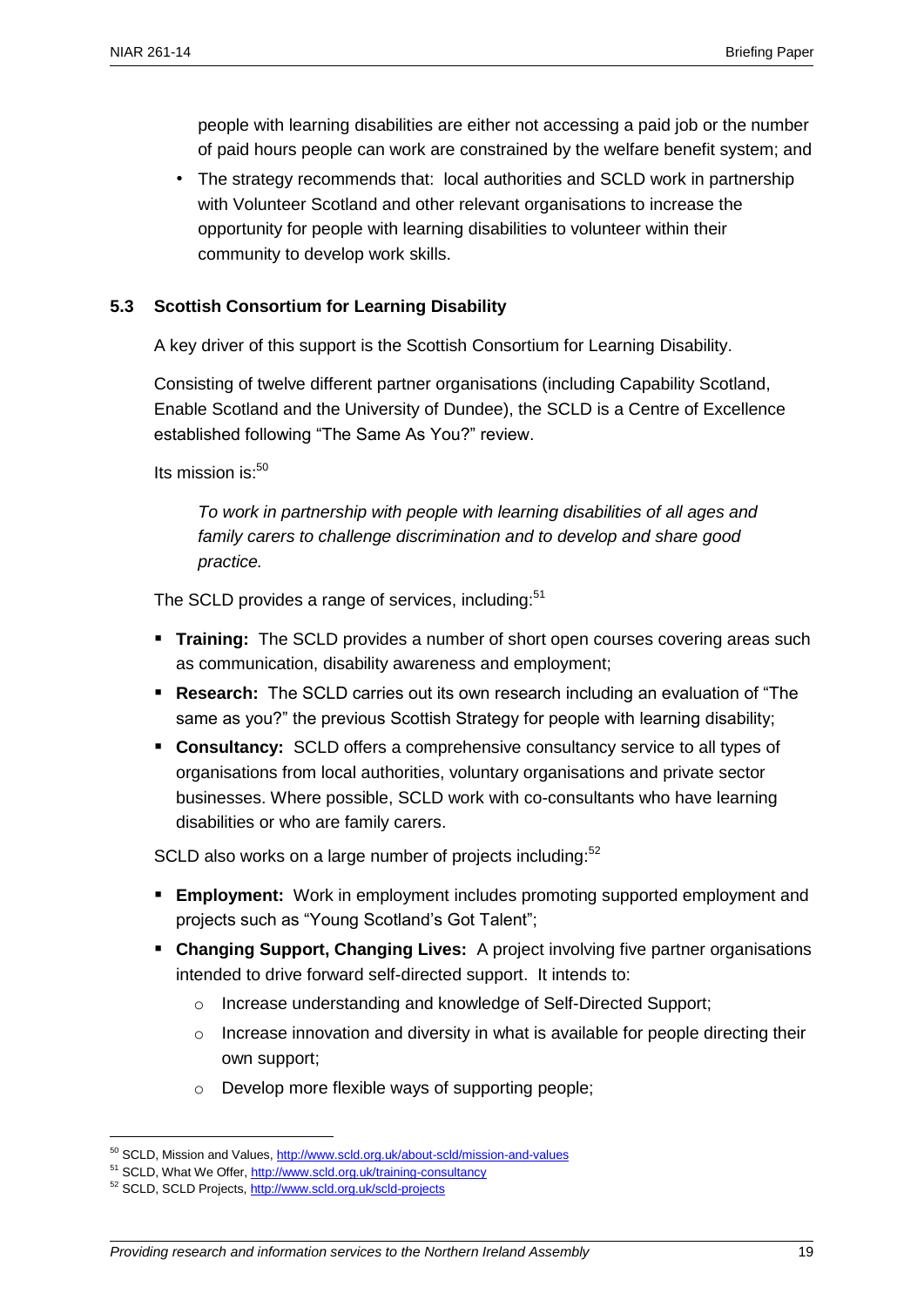people with learning disabilities are either not accessing a paid job or the number of paid hours people can work are constrained by the welfare benefit system; and

- The strategy recommends that: local authorities and SCLD work in partnership with Volunteer Scotland and other relevant organisations to increase the opportunity for people with learning disabilities to volunteer within their community to develop work skills.

### 5.3 Scottish Consortium for Learning Disability

A key driver of this support is the Scottish Consortium for Learning Disability.

Consisting of twelve different partner organisations (including Capability Scotland, Enable Scotland and the University of Dundee), the SCLD is a Centre of Excellence established following "The Same As You?" review.

Its mission is:[50]

> *To work in partnership with people with learning disabilities of all ages and family carers to challenge discrimination and to develop and share good practice.*

The SCLD provides a range of services, including:[51]

- **Training:** The SCLD provides a number of short open courses covering areas such as communication, disability awareness and employment;
- **Research:** The SCLD carries out its own research including an evaluation of "The same as you?" the previous Scottish Strategy for people with learning disability;
- **Consultancy:** SCLD offers a comprehensive consultancy service to all types of organisations from local authorities, voluntary organisations and private sector businesses. Where possible, SCLD work with co-consultants who have learning disabilities or who are family carers.

SCLD also works on a large number of projects including:[52]

- **Employment:** Work in employment includes promoting supported employment and projects such as "Young Scotland's Got Talent";
- **Changing Support, Changing Lives:** A project involving five partner organisations intended to drive forward self-directed support. It intends to:
  - Increase understanding and knowledge of Self-Directed Support;
  - Increase innovation and diversity in what is available for people directing their own support;
  - Develop more flexible ways of supporting people;

---

[50] SCLD, Mission and Values, http://www.scld.org.uk/about-scld/mission-and-values

[51] SCLD, What We Offer, http://www.scld.org.uk/training-consultancy

[52] SCLD, SCLD Projects, http://www.scld.org.uk/scld-projects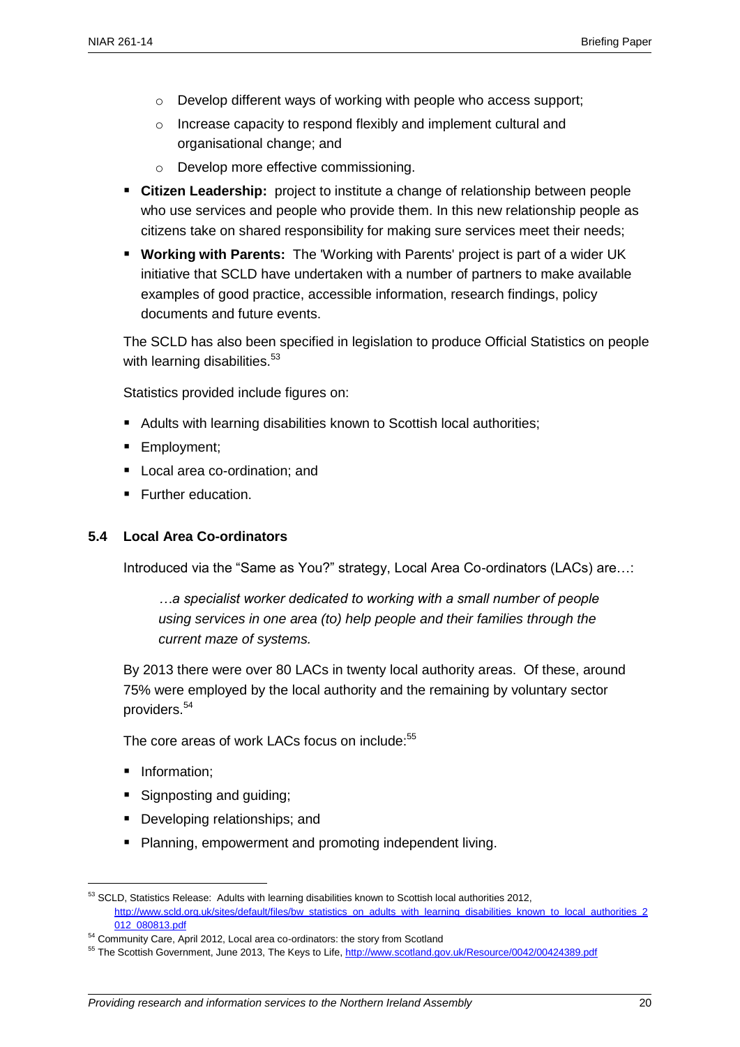- Develop different ways of working with people who access support;
  - Increase capacity to respond flexibly and implement cultural and organisational change; and
  - Develop more effective commissioning.
- **Citizen Leadership:** project to institute a change of relationship between people who use services and people who provide them. In this new relationship people as citizens take on shared responsibility for making sure services meet their needs;
- **Working with Parents:** The 'Working with Parents' project is part of a wider UK initiative that SCLD have undertaken with a number of partners to make available examples of good practice, accessible information, research findings, policy documents and future events.

The SCLD has also been specified in legislation to produce Official Statistics on people with learning disabilities.[53]

Statistics provided include figures on:

- Adults with learning disabilities known to Scottish local authorities;
- Employment;
- Local area co-ordination; and
- Further education.

### 5.4 Local Area Co-ordinators

Introduced via the "Same as You?" strategy, Local Area Co-ordinators (LACs) are…:

> *…a specialist worker dedicated to working with a small number of people using services in one area (to) help people and their families through the current maze of systems.*

By 2013 there were over 80 LACs in twenty local authority areas. Of these, around 75% were employed by the local authority and the remaining by voluntary sector providers.[54]

The core areas of work LACs focus on include:[55]

- Information;
- Signposting and guiding;
- Developing relationships; and
- Planning, empowerment and promoting independent living.

---

[53] SCLD, Statistics Release: Adults with learning disabilities known to Scottish local authorities 2012, http://www.scld.org.uk/sites/default/files/bw_statistics_on_adults_with_learning_disabilities_known_to_local_authorities_2012_080813.pdf

[54] Community Care, April 2012, Local area co-ordinators: the story from Scotland

[55] The Scottish Government, June 2013, The Keys to Life, http://www.scotland.gov.uk/Resource/0042/00424389.pdf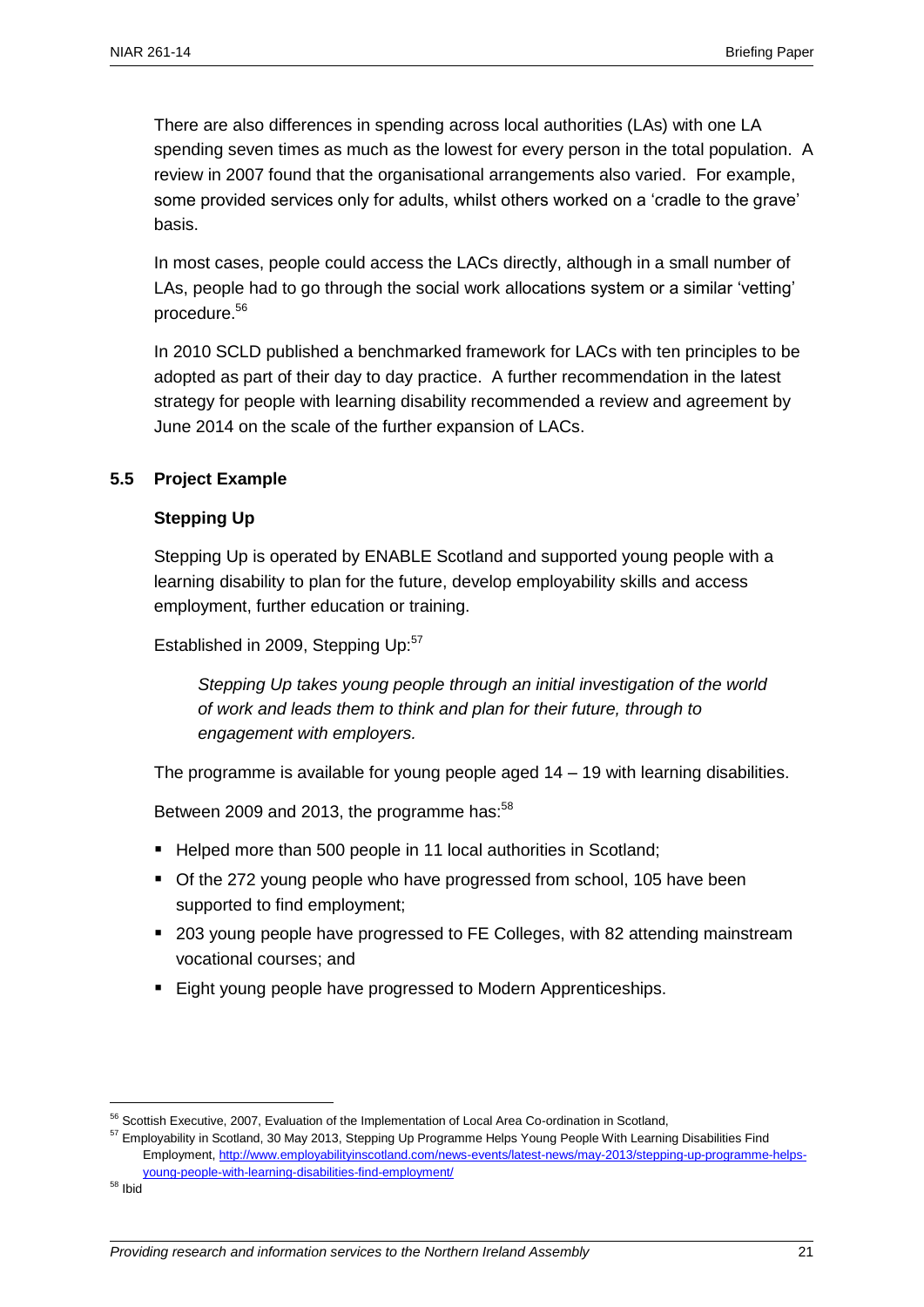There are also differences in spending across local authorities (LAs) with one LA spending seven times as much as the lowest for every person in the total population. A review in 2007 found that the organisational arrangements also varied. For example, some provided services only for adults, whilst others worked on a 'cradle to the grave' basis.

In most cases, people could access the LACs directly, although in a small number of LAs, people had to go through the social work allocations system or a similar 'vetting' procedure.[56]

In 2010 SCLD published a benchmarked framework for LACs with ten principles to be adopted as part of their day to day practice. A further recommendation in the latest strategy for people with learning disability recommended a review and agreement by June 2014 on the scale of the further expansion of LACs.

## 5.5 Project Example

### Stepping Up

Stepping Up is operated by ENABLE Scotland and supported young people with a learning disability to plan for the future, develop employability skills and access employment, further education or training.

Established in 2009, Stepping Up:[57]

> *Stepping Up takes young people through an initial investigation of the world of work and leads them to think and plan for their future, through to engagement with employers.*

The programme is available for young people aged 14 – 19 with learning disabilities.

Between 2009 and 2013, the programme has:[58]

- Helped more than 500 people in 11 local authorities in Scotland;
- Of the 272 young people who have progressed from school, 105 have been supported to find employment;
- 203 young people have progressed to FE Colleges, with 82 attending mainstream vocational courses; and
- Eight young people have progressed to Modern Apprenticeships.

---

[56] Scottish Executive, 2007, Evaluation of the Implementation of Local Area Co-ordination in Scotland,

[57] Employability in Scotland, 30 May 2013, Stepping Up Programme Helps Young People With Learning Disabilities Find Employment, http://www.employabilityinscotland.com/news-events/latest-news/may-2013/stepping-up-programme-helps-young-people-with-learning-disabilities-find-employment/

[58] Ibid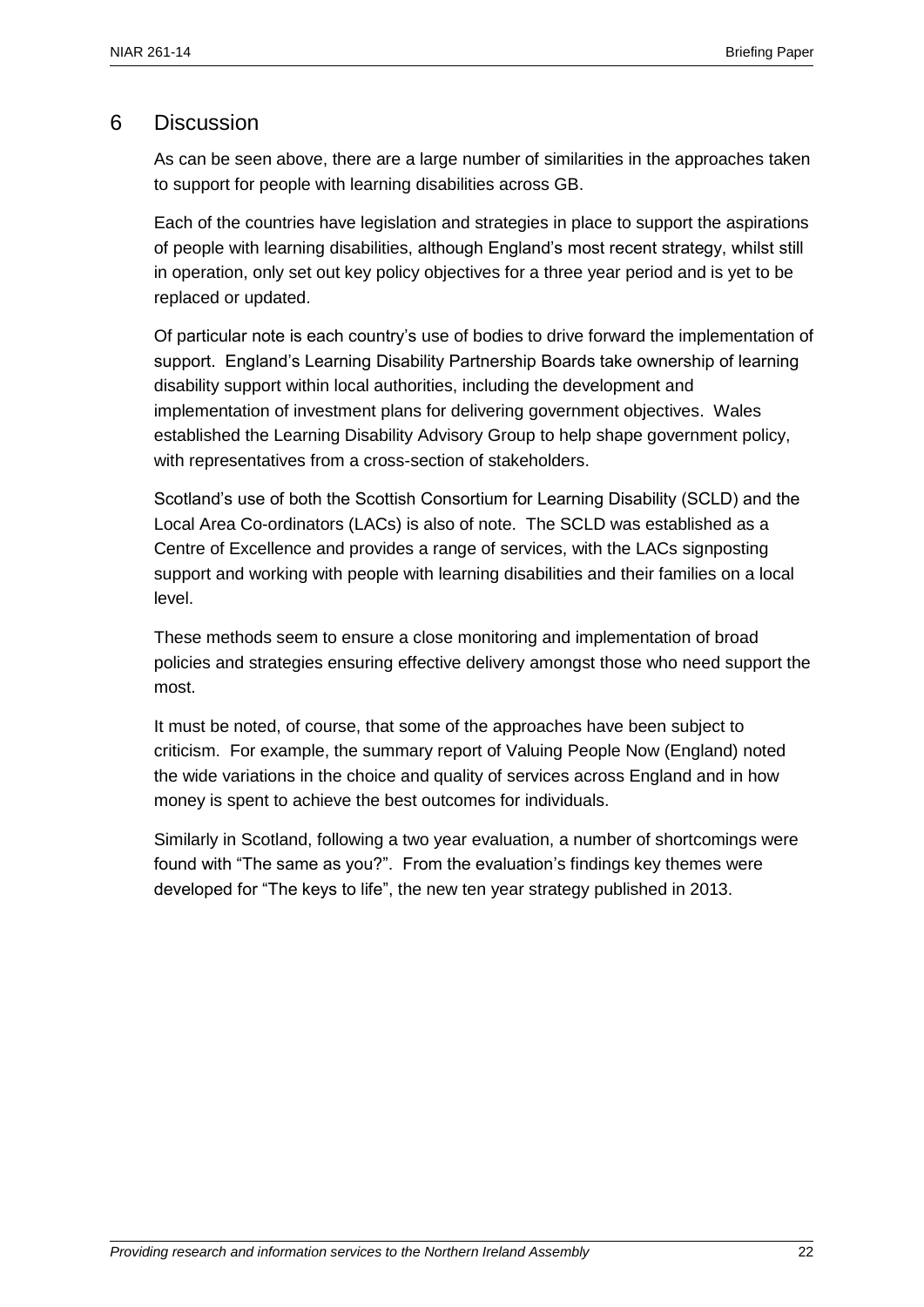## 6 Discussion

As can be seen above, there are a large number of similarities in the approaches taken to support for people with learning disabilities across GB.

Each of the countries have legislation and strategies in place to support the aspirations of people with learning disabilities, although England's most recent strategy, whilst still in operation, only set out key policy objectives for a three year period and is yet to be replaced or updated.

Of particular note is each country's use of bodies to drive forward the implementation of support. England's Learning Disability Partnership Boards take ownership of learning disability support within local authorities, including the development and implementation of investment plans for delivering government objectives. Wales established the Learning Disability Advisory Group to help shape government policy, with representatives from a cross-section of stakeholders.

Scotland's use of both the Scottish Consortium for Learning Disability (SCLD) and the Local Area Co-ordinators (LACs) is also of note. The SCLD was established as a Centre of Excellence and provides a range of services, with the LACs signposting support and working with people with learning disabilities and their families on a local level.

These methods seem to ensure a close monitoring and implementation of broad policies and strategies ensuring effective delivery amongst those who need support the most.

It must be noted, of course, that some of the approaches have been subject to criticism. For example, the summary report of Valuing People Now (England) noted the wide variations in the choice and quality of services across England and in how money is spent to achieve the best outcomes for individuals.

Similarly in Scotland, following a two year evaluation, a number of shortcomings were found with "The same as you?". From the evaluation's findings key themes were developed for "The keys to life", the new ten year strategy published in 2013.